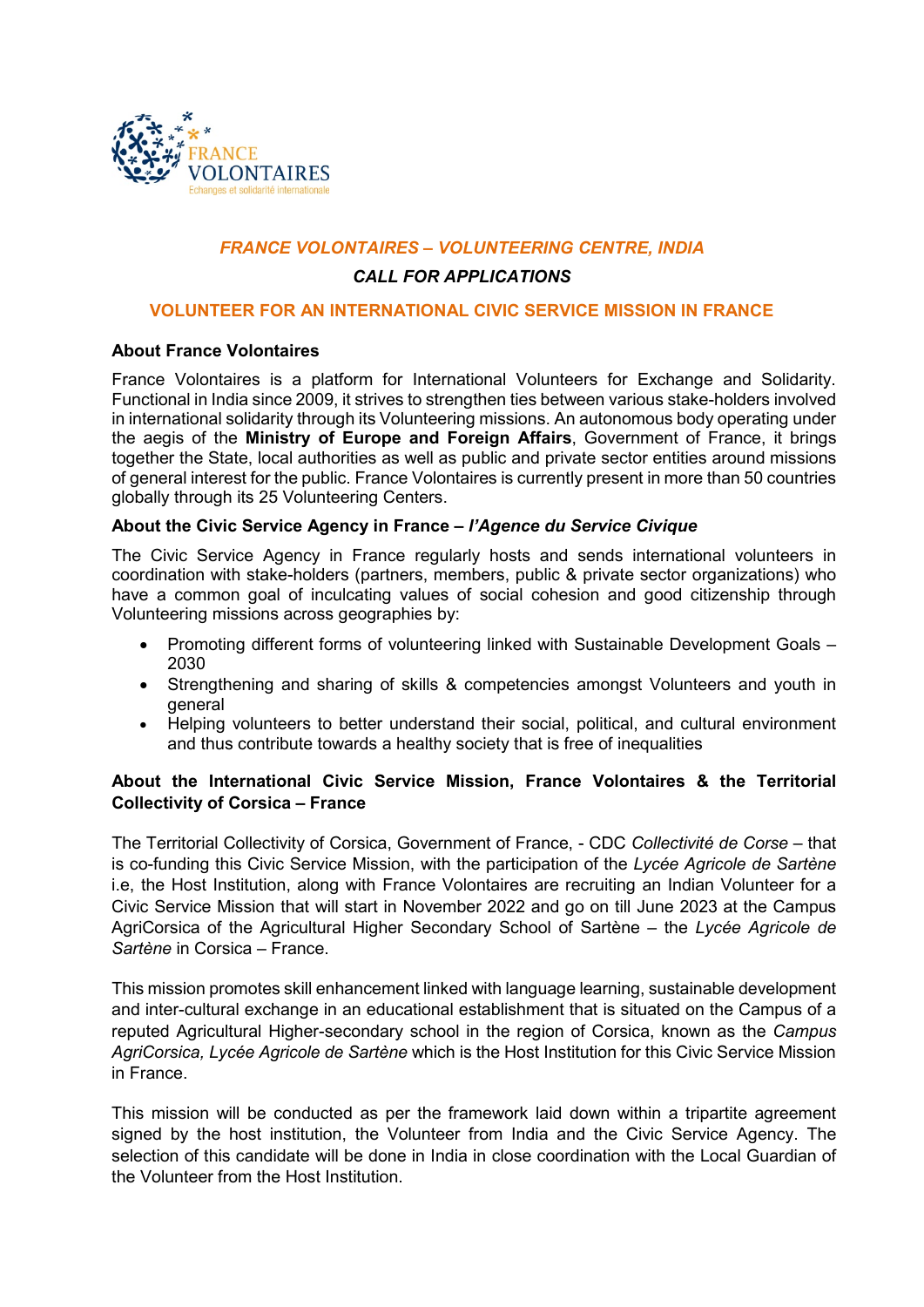FRANCE VOLONTAIRES
Echanges et solidarité internationale

## *FRANCE VOLONTAIRES – VOLUNTEERING CENTRE, INDIA*

### *CALL FOR APPLICATIONS*

## VOLUNTEER FOR AN INTERNATIONAL CIVIC SERVICE MISSION IN FRANCE

**About France Volontaires**

France Volontaires is a platform for International Volunteers for Exchange and Solidarity. Functional in India since 2009, it strives to strengthen ties between various stake-holders involved in international solidarity through its Volunteering missions. An autonomous body operating under the aegis of the **Ministry of Europe and Foreign Affairs**, Government of France, it brings together the State, local authorities as well as public and private sector entities around missions of general interest for the public. France Volontaires is currently present in more than 50 countries globally through its 25 Volunteering Centers.

**About the Civic Service Agency in France – *l'Agence du Service Civique***

The Civic Service Agency in France regularly hosts and sends international volunteers in coordination with stake-holders (partners, members, public & private sector organizations) who have a common goal of inculcating values of social cohesion and good citizenship through Volunteering missions across geographies by:

- Promoting different forms of volunteering linked with Sustainable Development Goals – 2030
- Strengthening and sharing of skills & competencies amongst Volunteers and youth in general
- Helping volunteers to better understand their social, political, and cultural environment and thus contribute towards a healthy society that is free of inequalities

**About the International Civic Service Mission, France Volontaires & the Territorial Collectivity of Corsica – France**

The Territorial Collectivity of Corsica, Government of France, - CDC *Collectivité de Corse* – that is co-funding this Civic Service Mission, with the participation of the *Lycée Agricole de Sartène* i.e, the Host Institution, along with France Volontaires are recruiting an Indian Volunteer for a Civic Service Mission that will start in November 2022 and go on till June 2023 at the Campus AgriCorsica of the Agricultural Higher Secondary School of Sartène – the *Lycée Agricole de Sartène* in Corsica – France.

This mission promotes skill enhancement linked with language learning, sustainable development and inter-cultural exchange in an educational establishment that is situated on the Campus of a reputed Agricultural Higher-secondary school in the region of Corsica, known as the *Campus AgriCorsica, Lycée Agricole de Sartène* which is the Host Institution for this Civic Service Mission in France.

This mission will be conducted as per the framework laid down within a tripartite agreement signed by the host institution, the Volunteer from India and the Civic Service Agency. The selection of this candidate will be done in India in close coordination with the Local Guardian of the Volunteer from the Host Institution.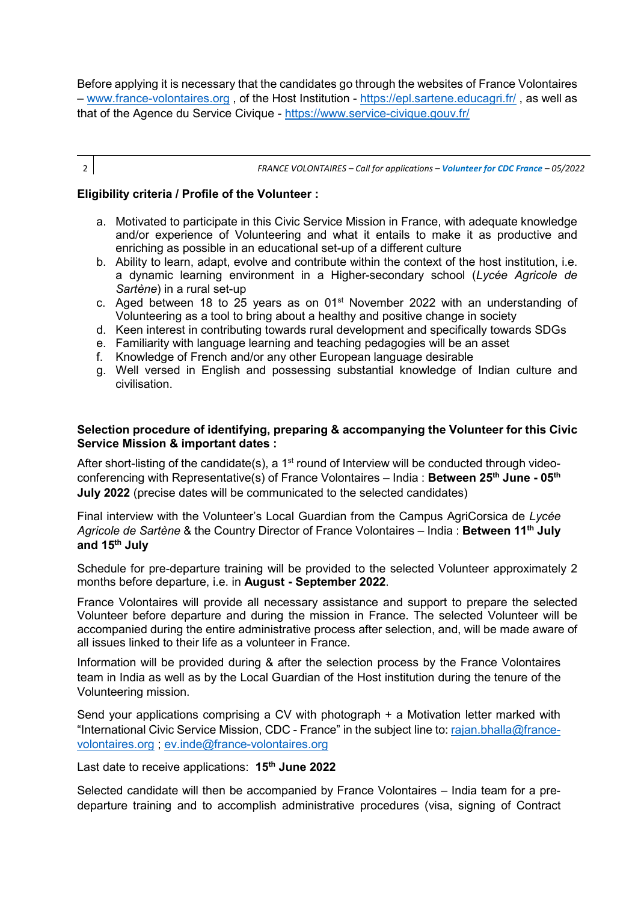Before applying it is necessary that the candidates go through the websites of France Volontaires – www.france-volontaires.org , of the Host Institution - https://epl.sartene.educagri.fr/ , as well as that of the Agence du Service Civique - https://www.service-civique.gouv.fr/

**Eligibility criteria / Profile of the Volunteer :**

a. Motivated to participate in this Civic Service Mission in France, with adequate knowledge and/or experience of Volunteering and what it entails to make it as productive and enriching as possible in an educational set-up of a different culture
b. Ability to learn, adapt, evolve and contribute within the context of the host institution, i.e. a dynamic learning environment in a Higher-secondary school (*Lycée Agricole de Sartène*) in a rural set-up
c. Aged between 18 to 25 years as on 01st November 2022 with an understanding of Volunteering as a tool to bring about a healthy and positive change in society
d. Keen interest in contributing towards rural development and specifically towards SDGs
e. Familiarity with language learning and teaching pedagogies will be an asset
f. Knowledge of French and/or any other European language desirable
g. Well versed in English and possessing substantial knowledge of Indian culture and civilisation.

**Selection procedure of identifying, preparing & accompanying the Volunteer for this Civic Service Mission & important dates :**

After short-listing of the candidate(s), a 1st round of Interview will be conducted through video-conferencing with Representative(s) of France Volontaires – India : **Between 25th June - 05th July 2022** (precise dates will be communicated to the selected candidates)

Final interview with the Volunteer's Local Guardian from the Campus AgriCorsica de *Lycée Agricole de Sartène* & the Country Director of France Volontaires – India : **Between 11th July and 15th July**

Schedule for pre-departure training will be provided to the selected Volunteer approximately 2 months before departure, i.e. in **August - September 2022**.

France Volontaires will provide all necessary assistance and support to prepare the selected Volunteer before departure and during the mission in France. The selected Volunteer will be accompanied during the entire administrative process after selection, and, will be made aware of all issues linked to their life as a volunteer in France.

Information will be provided during & after the selection process by the France Volontaires team in India as well as by the Local Guardian of the Host institution during the tenure of the Volunteering mission.

Send your applications comprising a CV with photograph + a Motivation letter marked with "International Civic Service Mission, CDC - France" in the subject line to: rajan.bhalla@france-volontaires.org ; ev.inde@france-volontaires.org

Last date to receive applications: **15th June 2022**

Selected candidate will then be accompanied by France Volontaires – India team for a pre-departure training and to accomplish administrative procedures (visa, signing of Contract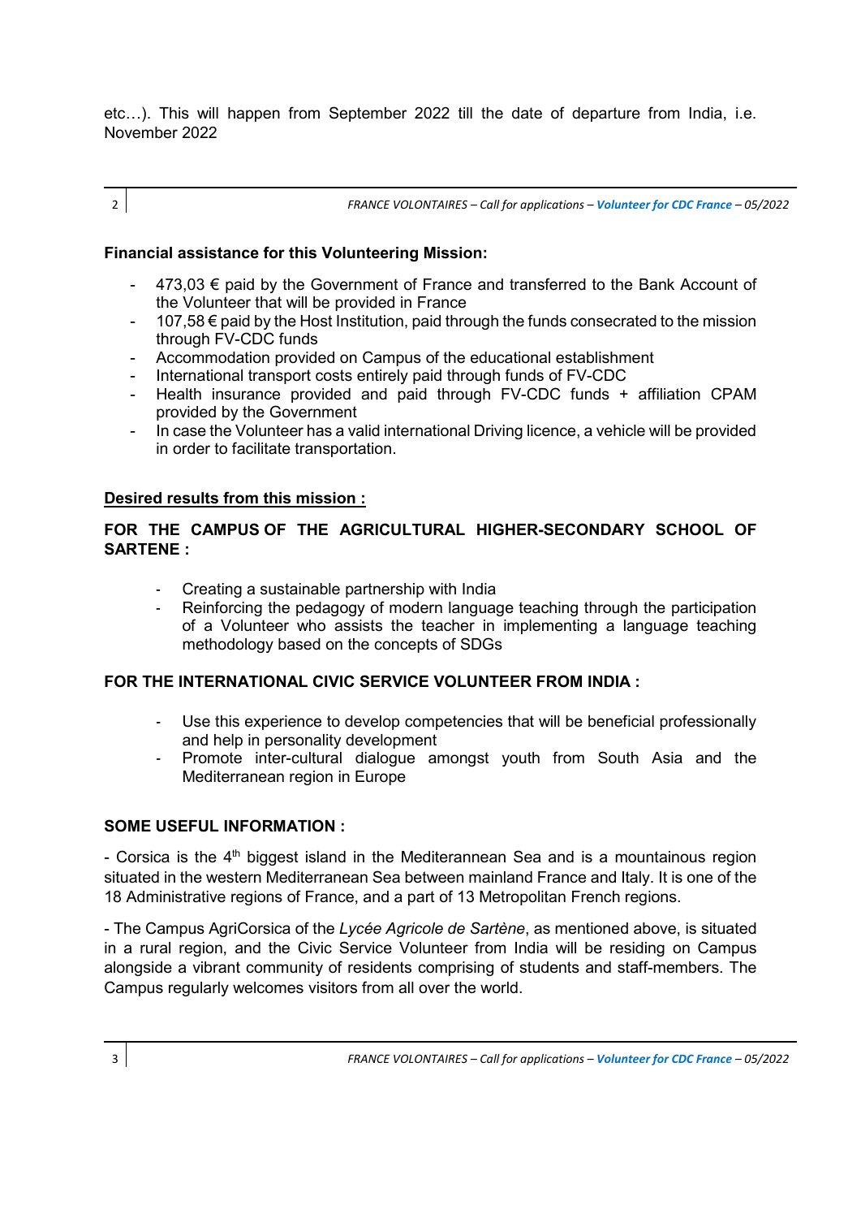etc…). This will happen from September 2022 till the date of departure from India, i.e. November 2022

**Financial assistance for this Volunteering Mission:**

- 473,03 € paid by the Government of France and transferred to the Bank Account of the Volunteer that will be provided in France
- 107,58 € paid by the Host Institution, paid through the funds consecrated to the mission through FV-CDC funds
- Accommodation provided on Campus of the educational establishment
- International transport costs entirely paid through funds of FV-CDC
- Health insurance provided and paid through FV-CDC funds + affiliation CPAM provided by the Government
- In case the Volunteer has a valid international Driving licence, a vehicle will be provided in order to facilitate transportation.

**Desired results from this mission :**

**FOR THE CAMPUS OF THE AGRICULTURAL HIGHER-SECONDARY SCHOOL OF SARTENE :**

- Creating a sustainable partnership with India
- Reinforcing the pedagogy of modern language teaching through the participation of a Volunteer who assists the teacher in implementing a language teaching methodology based on the concepts of SDGs

**FOR THE INTERNATIONAL CIVIC SERVICE VOLUNTEER FROM INDIA :**

- Use this experience to develop competencies that will be beneficial professionally and help in personality development
- Promote inter-cultural dialogue amongst youth from South Asia and the Mediterranean region in Europe

**SOME USEFUL INFORMATION :**

- Corsica is the 4th biggest island in the Mediterannean Sea and is a mountainous region situated in the western Mediterranean Sea between mainland France and Italy. It is one of the 18 Administrative regions of France, and a part of 13 Metropolitan French regions.

- The Campus AgriCorsica of the *Lycée Agricole de Sartène*, as mentioned above, is situated in a rural region, and the Civic Service Volunteer from India will be residing on Campus alongside a vibrant community of residents comprising of students and staff-members. The Campus regularly welcomes visitors from all over the world.